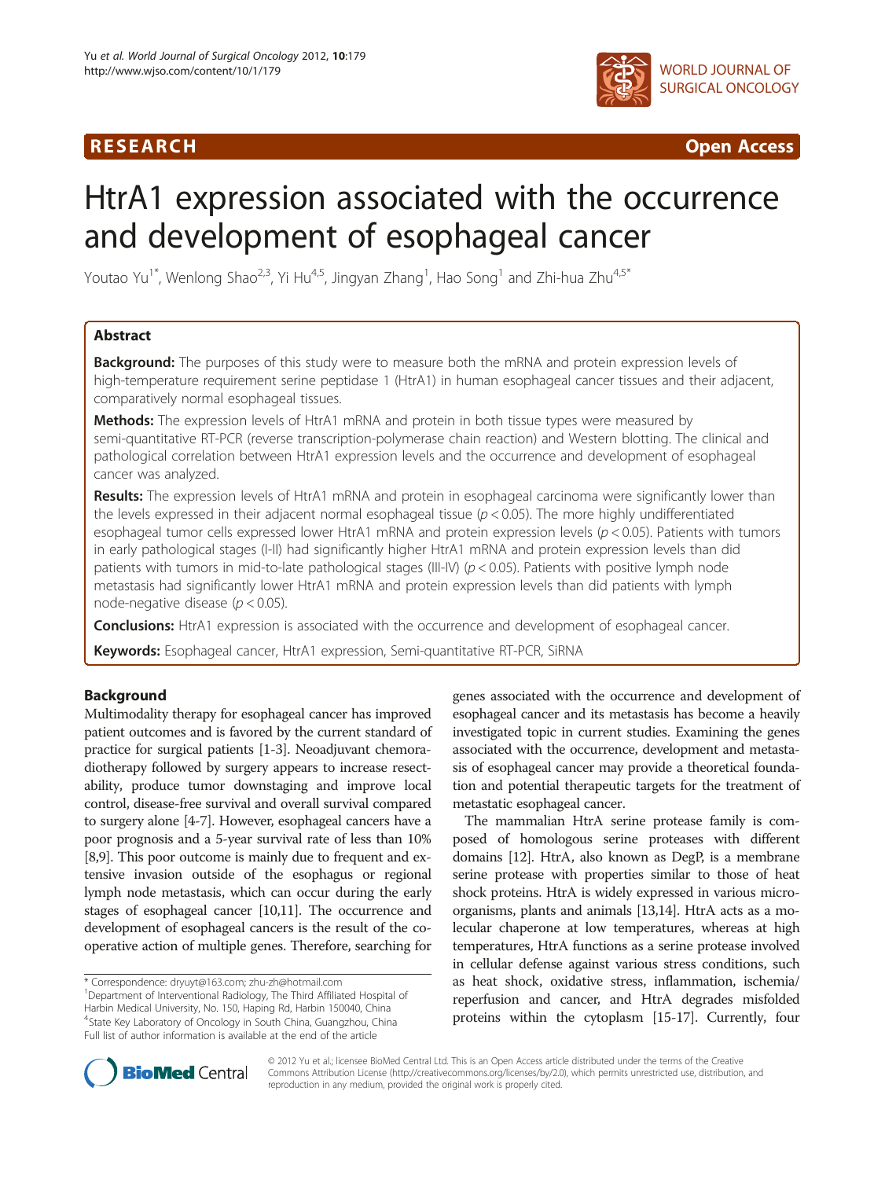RESEARCH Open Access

# HtrA1 expression associated with the occurrence and development of esophageal cancer

Youtao Yu[1*], Wenlong Shao[2,3], Yi Hu[4,5], Jingyan Zhang[1], Hao Song[1] and Zhi-hua Zhu[4,5*]

## Abstract

**Background:** The purposes of this study were to measure both the mRNA and protein expression levels of high-temperature requirement serine peptidase 1 (HtrA1) in human esophageal cancer tissues and their adjacent, comparatively normal esophageal tissues.

**Methods:** The expression levels of HtrA1 mRNA and protein in both tissue types were measured by semi-quantitative RT-PCR (reverse transcription-polymerase chain reaction) and Western blotting. The clinical and pathological correlation between HtrA1 expression levels and the occurrence and development of esophageal cancer was analyzed.

**Results:** The expression levels of HtrA1 mRNA and protein in esophageal carcinoma were significantly lower than the levels expressed in their adjacent normal esophageal tissue ($p < 0.05$). The more highly undifferentiated esophageal tumor cells expressed lower HtrA1 mRNA and protein expression levels ($p < 0.05$). Patients with tumors in early pathological stages (I-II) had significantly higher HtrA1 mRNA and protein expression levels than did patients with tumors in mid-to-late pathological stages (III-IV) ($p < 0.05$). Patients with positive lymph node metastasis had significantly lower HtrA1 mRNA and protein expression levels than did patients with lymph node-negative disease ($p < 0.05$).

**Conclusions:** HtrA1 expression is associated with the occurrence and development of esophageal cancer.

**Keywords:** Esophageal cancer, HtrA1 expression, Semi-quantitative RT-PCR, SiRNA

## Background

Multimodality therapy for esophageal cancer has improved patient outcomes and is favored by the current standard of practice for surgical patients [1-3]. Neoadjuvant chemoradiotherapy followed by surgery appears to increase resectability, produce tumor downstaging and improve local control, disease-free survival and overall survival compared to surgery alone [4-7]. However, esophageal cancers have a poor prognosis and a 5-year survival rate of less than 10% [8,9]. This poor outcome is mainly due to frequent and extensive invasion outside of the esophagus or regional lymph node metastasis, which can occur during the early stages of esophageal cancer [10,11]. The occurrence and development of esophageal cancers is the result of the cooperative action of multiple genes. Therefore, searching for genes associated with the occurrence and development of esophageal cancer and its metastasis has become a heavily investigated topic in current studies. Examining the genes associated with the occurrence, development and metastasis of esophageal cancer may provide a theoretical foundation and potential therapeutic targets for the treatment of metastatic esophageal cancer.

The mammalian HtrA serine protease family is composed of homologous serine proteases with different domains [12]. HtrA, also known as DegP, is a membrane serine protease with properties similar to those of heat shock proteins. HtrA is widely expressed in various microorganisms, plants and animals [13,14]. HtrA acts as a molecular chaperone at low temperatures, whereas at high temperatures, HtrA functions as a serine protease involved in cellular defense against various stress conditions, such as heat shock, oxidative stress, inflammation, ischemia/reperfusion and cancer, and HtrA degrades misfolded proteins within the cytoplasm [15-17]. Currently, four

\* Correspondence: dryuyt@163.com; zhu-zh@hotmail.com
[1]Department of Interventional Radiology, The Third Affiliated Hospital of Harbin Medical University, No. 150, Haping Rd, Harbin 150040, China
[4]State Key Laboratory of Oncology in South China, Guangzhou, China
Full list of author information is available at the end of the article

© 2012 Yu et al.; licensee BioMed Central Ltd. This is an Open Access article distributed under the terms of the Creative Commons Attribution License (http://creativecommons.org/licenses/by/2.0), which permits unrestricted use, distribution, and reproduction in any medium, provided the original work is properly cited.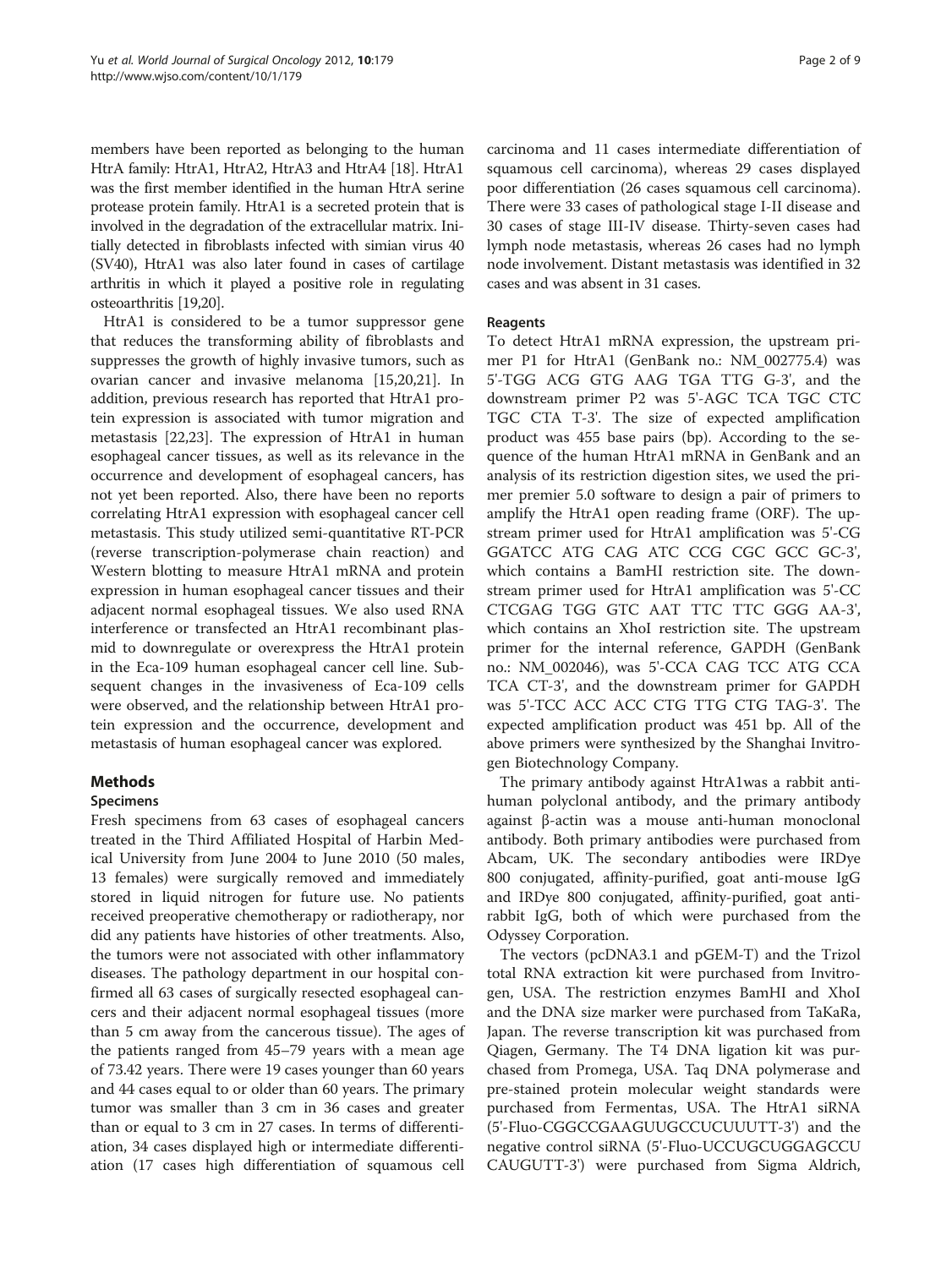members have been reported as belonging to the human HtrA family: HtrA1, HtrA2, HtrA3 and HtrA4 [18]. HtrA1 was the first member identified in the human HtrA serine protease protein family. HtrA1 is a secreted protein that is involved in the degradation of the extracellular matrix. Initially detected in fibroblasts infected with simian virus 40 (SV40), HtrA1 was also later found in cases of cartilage arthritis in which it played a positive role in regulating osteoarthritis [19,20].

HtrA1 is considered to be a tumor suppressor gene that reduces the transforming ability of fibroblasts and suppresses the growth of highly invasive tumors, such as ovarian cancer and invasive melanoma [15,20,21]. In addition, previous research has reported that HtrA1 protein expression is associated with tumor migration and metastasis [22,23]. The expression of HtrA1 in human esophageal cancer tissues, as well as its relevance in the occurrence and development of esophageal cancers, has not yet been reported. Also, there have been no reports correlating HtrA1 expression with esophageal cancer cell metastasis. This study utilized semi-quantitative RT-PCR (reverse transcription-polymerase chain reaction) and Western blotting to measure HtrA1 mRNA and protein expression in human esophageal cancer tissues and their adjacent normal esophageal tissues. We also used RNA interference or transfected an HtrA1 recombinant plasmid to downregulate or overexpress the HtrA1 protein in the Eca-109 human esophageal cancer cell line. Subsequent changes in the invasiveness of Eca-109 cells were observed, and the relationship between HtrA1 protein expression and the occurrence, development and metastasis of human esophageal cancer was explored.

## Methods

### Specimens

Fresh specimens from 63 cases of esophageal cancers treated in the Third Affiliated Hospital of Harbin Medical University from June 2004 to June 2010 (50 males, 13 females) were surgically removed and immediately stored in liquid nitrogen for future use. No patients received preoperative chemotherapy or radiotherapy, nor did any patients have histories of other treatments. Also, the tumors were not associated with other inflammatory diseases. The pathology department in our hospital confirmed all 63 cases of surgically resected esophageal cancers and their adjacent normal esophageal tissues (more than 5 cm away from the cancerous tissue). The ages of the patients ranged from 45–79 years with a mean age of 73.42 years. There were 19 cases younger than 60 years and 44 cases equal to or older than 60 years. The primary tumor was smaller than 3 cm in 36 cases and greater than or equal to 3 cm in 27 cases. In terms of differentiation, 34 cases displayed high or intermediate differentiation (17 cases high differentiation of squamous cell carcinoma and 11 cases intermediate differentiation of squamous cell carcinoma), whereas 29 cases displayed poor differentiation (26 cases squamous cell carcinoma). There were 33 cases of pathological stage I-II disease and 30 cases of stage III-IV disease. Thirty-seven cases had lymph node metastasis, whereas 26 cases had no lymph node involvement. Distant metastasis was identified in 32 cases and was absent in 31 cases.

### Reagents

To detect HtrA1 mRNA expression, the upstream primer P1 for HtrA1 (GenBank no.: NM_002775.4) was 5'-TGG ACG GTG AAG TGA TTG G-3', and the downstream primer P2 was 5'-AGC TCA TGC CTC TGC CTA T-3'. The size of expected amplification product was 455 base pairs (bp). According to the sequence of the human HtrA1 mRNA in GenBank and an analysis of its restriction digestion sites, we used the primer premier 5.0 software to design a pair of primers to amplify the HtrA1 open reading frame (ORF). The upstream primer used for HtrA1 amplification was 5'-CG GGATCC ATG CAG ATC CCG CGC GCC GC-3', which contains a BamHI restriction site. The downstream primer used for HtrA1 amplification was 5'-CC CTCGAG TGG GTC AAT TTC TTC GGG AA-3', which contains an XhoI restriction site. The upstream primer for the internal reference, GAPDH (GenBank no.: NM_002046), was 5'-CCA CAG TCC ATG CCA TCA CT-3', and the downstream primer for GAPDH was 5'-TCC ACC ACC CTG TTG CTG TAG-3'. The expected amplification product was 451 bp. All of the above primers were synthesized by the Shanghai Invitrogen Biotechnology Company.

The primary antibody against HtrA1was a rabbit anti-human polyclonal antibody, and the primary antibody against β-actin was a mouse anti-human monoclonal antibody. Both primary antibodies were purchased from Abcam, UK. The secondary antibodies were IRDye 800 conjugated, affinity-purified, goat anti-mouse IgG and IRDye 800 conjugated, affinity-purified, goat anti-rabbit IgG, both of which were purchased from the Odyssey Corporation.

The vectors (pcDNA3.1 and pGEM-T) and the Trizol total RNA extraction kit were purchased from Invitrogen, USA. The restriction enzymes BamHI and XhoI and the DNA size marker were purchased from TaKaRa, Japan. The reverse transcription kit was purchased from Qiagen, Germany. The T4 DNA ligation kit was purchased from Promega, USA. Taq DNA polymerase and pre-stained protein molecular weight standards were purchased from Fermentas, USA. The HtrA1 siRNA (5'-Fluo-CGGCCGAAGUUGCCUCUUUTT-3') and the negative control siRNA (5'-Fluo-UCCUGCUGGAGCCU CAUGUTT-3') were purchased from Sigma Aldrich,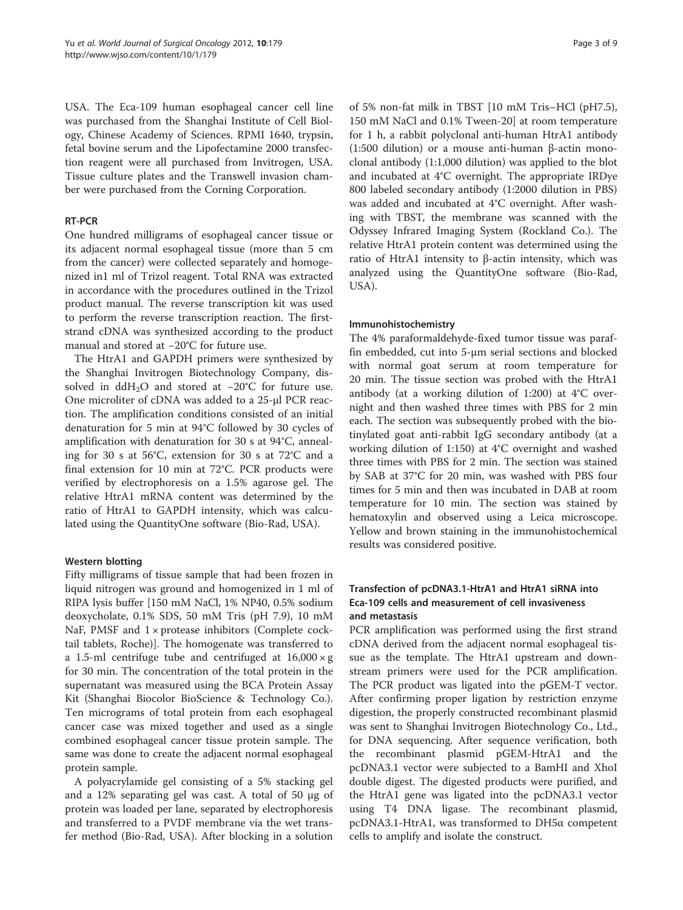USA. The Eca-109 human esophageal cancer cell line was purchased from the Shanghai Institute of Cell Biology, Chinese Academy of Sciences. RPMI 1640, trypsin, fetal bovine serum and the Lipofectamine 2000 transfection reagent were all purchased from Invitrogen, USA. Tissue culture plates and the Transwell invasion chamber were purchased from the Corning Corporation.

### RT-PCR

One hundred milligrams of esophageal cancer tissue or its adjacent normal esophageal tissue (more than 5 cm from the cancer) were collected separately and homogenized in1 ml of Trizol reagent. Total RNA was extracted in accordance with the procedures outlined in the Trizol product manual. The reverse transcription kit was used to perform the reverse transcription reaction. The first-strand cDNA was synthesized according to the product manual and stored at −20°C for future use.

The HtrA1 and GAPDH primers were synthesized by the Shanghai Invitrogen Biotechnology Company, dissolved in $ddH_2O$ and stored at −20°C for future use. One microliter of cDNA was added to a 25-μl PCR reaction. The amplification conditions consisted of an initial denaturation for 5 min at 94°C followed by 30 cycles of amplification with denaturation for 30 s at 94°C, annealing for 30 s at 56°C, extension for 30 s at 72°C and a final extension for 10 min at 72°C. PCR products were verified by electrophoresis on a 1.5% agarose gel. The relative HtrA1 mRNA content was determined by the ratio of HtrA1 to GAPDH intensity, which was calculated using the QuantityOne software (Bio-Rad, USA).

### Western blotting

Fifty milligrams of tissue sample that had been frozen in liquid nitrogen was ground and homogenized in 1 ml of RIPA lysis buffer [150 mM NaCl, 1% NP40, 0.5% sodium deoxycholate, 0.1% SDS, 50 mM Tris (pH 7.9), 10 mM NaF, PMSF and 1 × protease inhibitors (Complete cocktail tablets, Roche)]. The homogenate was transferred to a 1.5-ml centrifuge tube and centrifuged at 16,000 × g for 30 min. The concentration of the total protein in the supernatant was measured using the BCA Protein Assay Kit (Shanghai Biocolor BioScience & Technology Co.). Ten micrograms of total protein from each esophageal cancer case was mixed together and used as a single combined esophageal cancer tissue protein sample. The same was done to create the adjacent normal esophageal protein sample.

A polyacrylamide gel consisting of a 5% stacking gel and a 12% separating gel was cast. A total of 50 μg of protein was loaded per lane, separated by electrophoresis and transferred to a PVDF membrane via the wet transfer method (Bio-Rad, USA). After blocking in a solution of 5% non-fat milk in TBST [10 mM Tris–HCl (pH7.5), 150 mM NaCl and 0.1% Tween-20] at room temperature for 1 h, a rabbit polyclonal anti-human HtrA1 antibody (1:500 dilution) or a mouse anti-human β-actin monoclonal antibody (1:1,000 dilution) was applied to the blot and incubated at 4°C overnight. The appropriate IRDye 800 labeled secondary antibody (1:2000 dilution in PBS) was added and incubated at 4°C overnight. After washing with TBST, the membrane was scanned with the Odyssey Infrared Imaging System (Rockland Co.). The relative HtrA1 protein content was determined using the ratio of HtrA1 intensity to β-actin intensity, which was analyzed using the QuantityOne software (Bio-Rad, USA).

### Immunohistochemistry

The 4% paraformaldehyde-fixed tumor tissue was paraffin embedded, cut into 5-μm serial sections and blocked with normal goat serum at room temperature for 20 min. The tissue section was probed with the HtrA1 antibody (at a working dilution of 1:200) at 4°C overnight and then washed three times with PBS for 2 min each. The section was subsequently probed with the biotinylated goat anti-rabbit IgG secondary antibody (at a working dilution of 1:150) at 4°C overnight and washed three times with PBS for 2 min. The section was stained by SAB at 37°C for 20 min, was washed with PBS four times for 5 min and then was incubated in DAB at room temperature for 10 min. The section was stained by hematoxylin and observed using a Leica microscope. Yellow and brown staining in the immunohistochemical results was considered positive.

### Transfection of pcDNA3.1-HtrA1 and HtrA1 siRNA into Eca-109 cells and measurement of cell invasiveness and metastasis

PCR amplification was performed using the first strand cDNA derived from the adjacent normal esophageal tissue as the template. The HtrA1 upstream and downstream primers were used for the PCR amplification. The PCR product was ligated into the pGEM-T vector. After confirming proper ligation by restriction enzyme digestion, the properly constructed recombinant plasmid was sent to Shanghai Invitrogen Biotechnology Co., Ltd., for DNA sequencing. After sequence verification, both the recombinant plasmid pGEM-HtrA1 and the pcDNA3.1 vector were subjected to a BamHI and XhoI double digest. The digested products were purified, and the HtrA1 gene was ligated into the pcDNA3.1 vector using T4 DNA ligase. The recombinant plasmid, pcDNA3.1-HtrA1, was transformed to DH5α competent cells to amplify and isolate the construct.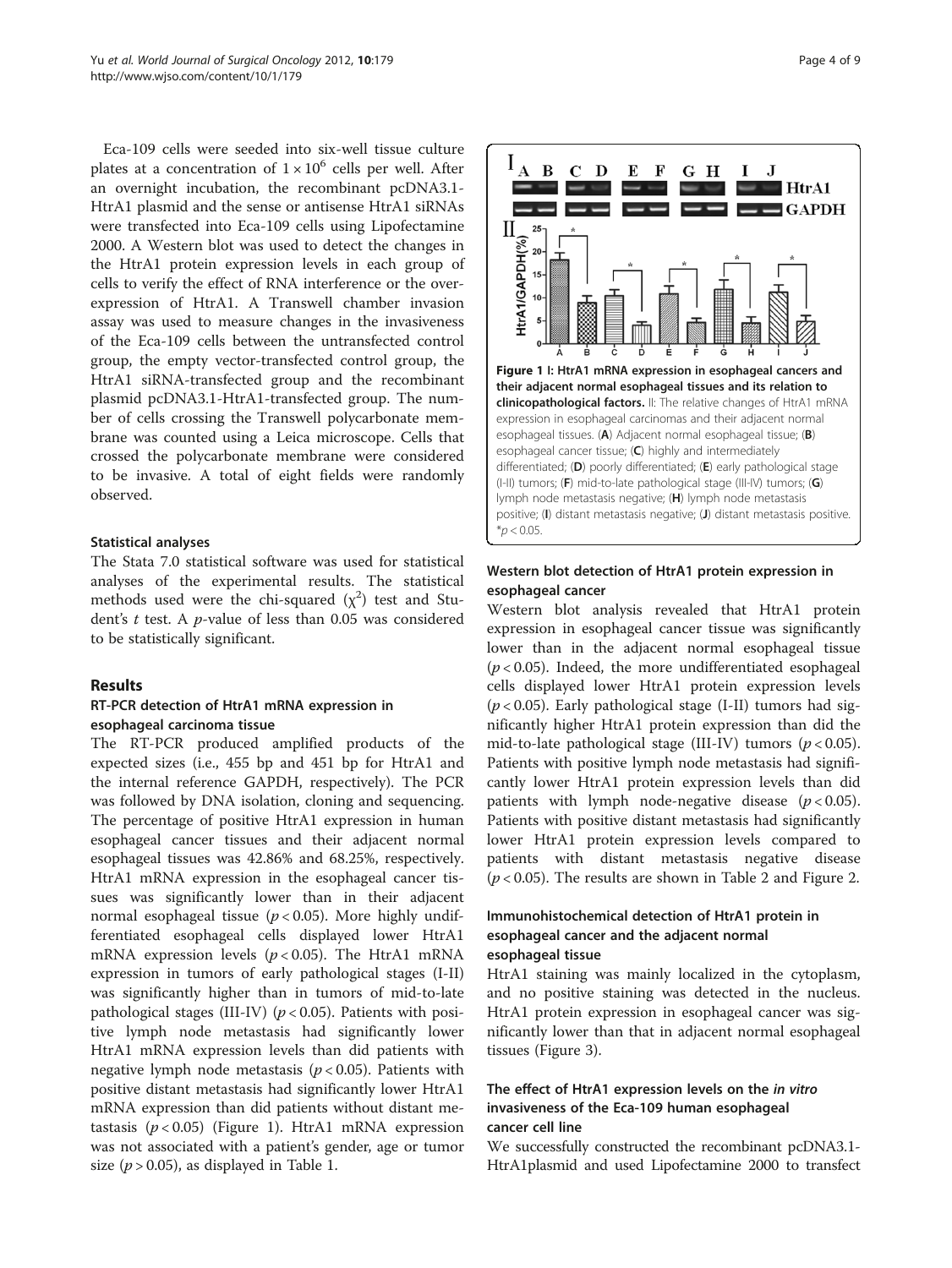Eca-109 cells were seeded into six-well tissue culture plates at a concentration of $1 \times 10^6$ cells per well. After an overnight incubation, the recombinant pcDNA3.1-HtrA1 plasmid and the sense or antisense HtrA1 siRNAs were transfected into Eca-109 cells using Lipofectamine 2000. A Western blot was used to detect the changes in the HtrA1 protein expression levels in each group of cells to verify the effect of RNA interference or the overexpression of HtrA1. A Transwell chamber invasion assay was used to measure changes in the invasiveness of the Eca-109 cells between the untransfected control group, the empty vector-transfected control group, the HtrA1 siRNA-transfected group and the recombinant plasmid pcDNA3.1-HtrA1-transfected group. The number of cells crossing the Transwell polycarbonate membrane was counted using a Leica microscope. Cells that crossed the polycarbonate membrane were considered to be invasive. A total of eight fields were randomly observed.

### Statistical analyses

The Stata 7.0 statistical software was used for statistical analyses of the experimental results. The statistical methods used were the chi-squared ($\chi^2$) test and Student's $t$ test. A $p$-value of less than 0.05 was considered to be statistically significant.

## Results

### RT-PCR detection of HtrA1 mRNA expression in esophageal carcinoma tissue

The RT-PCR produced amplified products of the expected sizes (i.e., 455 bp and 451 bp for HtrA1 and the internal reference GAPDH, respectively). The PCR was followed by DNA isolation, cloning and sequencing. The percentage of positive HtrA1 expression in human esophageal cancer tissues and their adjacent normal esophageal tissues was 42.86% and 68.25%, respectively. HtrA1 mRNA expression in the esophageal cancer tissues was significantly lower than in their adjacent normal esophageal tissue ($p < 0.05$). More highly undifferentiated esophageal cells displayed lower HtrA1 mRNA expression levels ($p < 0.05$). The HtrA1 mRNA expression in tumors of early pathological stages (I-II) was significantly higher than in tumors of mid-to-late pathological stages (III-IV) ($p < 0.05$). Patients with positive lymph node metastasis had significantly lower HtrA1 mRNA expression levels than did patients with negative lymph node metastasis ($p < 0.05$). Patients with positive distant metastasis had significantly lower HtrA1 mRNA expression than did patients without distant metastasis ($p < 0.05$) (Figure 1). HtrA1 mRNA expression was not associated with a patient's gender, age or tumor size ($p > 0.05$), as displayed in Table 1.

**Figure 1 I: HtrA1 mRNA expression in esophageal cancers and their adjacent normal esophageal tissues and its relation to clinicopathological factors.** II: The relative changes of HtrA1 mRNA expression in esophageal carcinomas and their adjacent normal esophageal tissues. (**A**) Adjacent normal esophageal tissue; (**B**) esophageal cancer tissue; (**C**) highly and intermediately differentiated; (**D**) poorly differentiated; (**E**) early pathological stage (I-II) tumors; (**F**) mid-to-late pathological stage (III-IV) tumors; (**G**) lymph node metastasis negative; (**H**) lymph node metastasis positive; (**I**) distant metastasis negative; (**J**) distant metastasis positive. *$p < 0.05$.

### Western blot detection of HtrA1 protein expression in esophageal cancer

Western blot analysis revealed that HtrA1 protein expression in esophageal cancer tissue was significantly lower than in the adjacent normal esophageal tissue ($p < 0.05$). Indeed, the more undifferentiated esophageal cells displayed lower HtrA1 protein expression levels ($p < 0.05$). Early pathological stage (I-II) tumors had significantly higher HtrA1 protein expression than did the mid-to-late pathological stage (III-IV) tumors ($p < 0.05$). Patients with positive lymph node metastasis had significantly lower HtrA1 protein expression levels than did patients with lymph node-negative disease ($p < 0.05$). Patients with positive distant metastasis had significantly lower HtrA1 protein expression levels compared to patients with distant metastasis negative disease ($p < 0.05$). The results are shown in Table 2 and Figure 2.

### Immunohistochemical detection of HtrA1 protein in esophageal cancer and the adjacent normal esophageal tissue

HtrA1 staining was mainly localized in the cytoplasm, and no positive staining was detected in the nucleus. HtrA1 protein expression in esophageal cancer was significantly lower than that in adjacent normal esophageal tissues (Figure 3).

### The effect of HtrA1 expression levels on the *in vitro* invasiveness of the Eca-109 human esophageal cancer cell line

We successfully constructed the recombinant pcDNA3.1-HtrA1plasmid and used Lipofectamine 2000 to transfect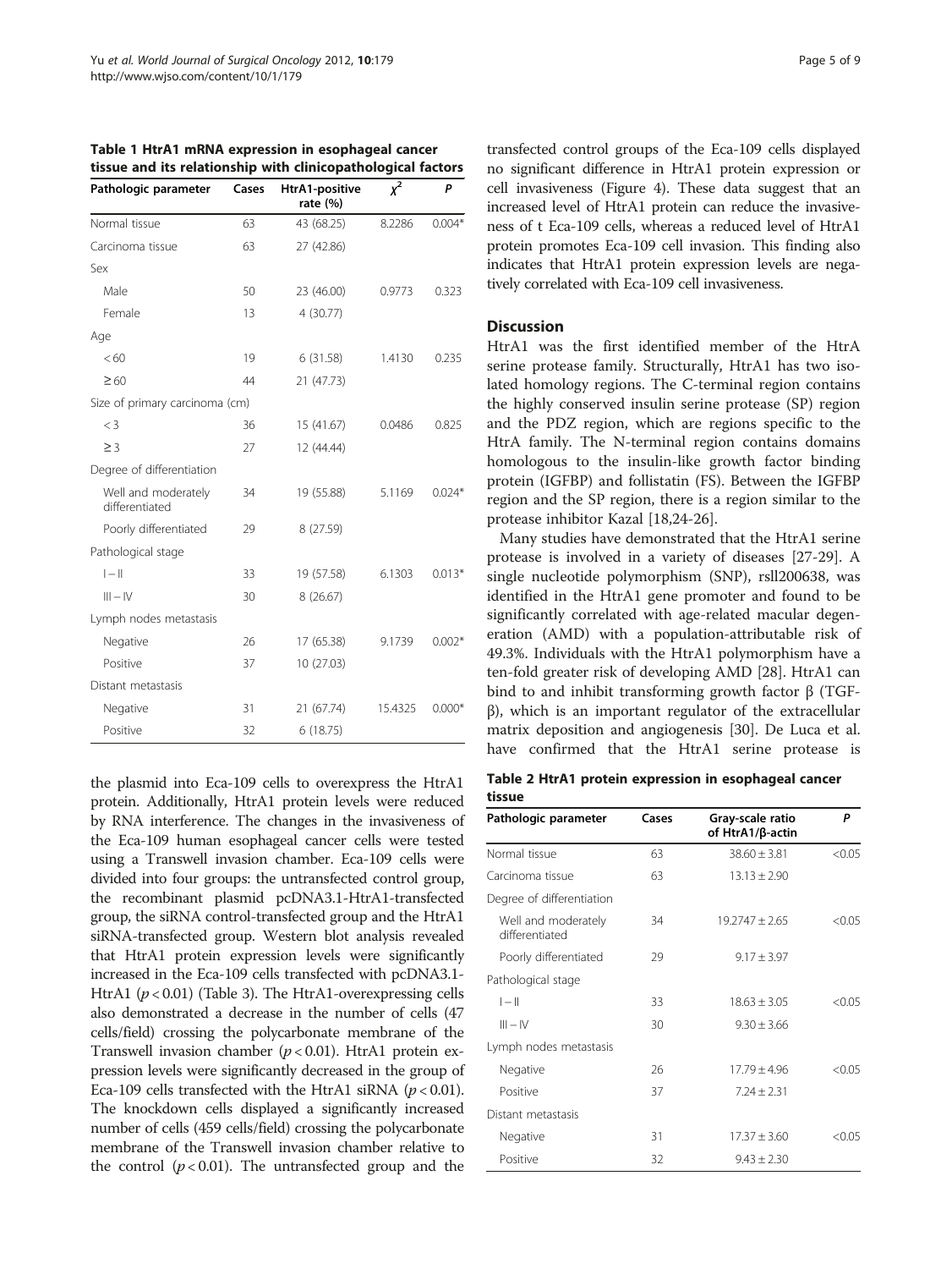**Table 1 HtrA1 mRNA expression in esophageal cancer tissue and its relationship with clinicopathological factors**

| Pathologic parameter | Cases | HtrA1-positive rate (%) | $\chi^2$ | P |
|---|---|---|---|---|
| Normal tissue | 63 | 43 (68.25) | 8.2286 | 0.004* |
| Carcinoma tissue | 63 | 27 (42.86) | | |
| Sex | | | | |
| Male | 50 | 23 (46.00) | 0.9773 | 0.323 |
| Female | 13 | 4 (30.77) | | |
| Age | | | | |
| < 60 | 19 | 6 (31.58) | 1.4130 | 0.235 |
| ≥ 60 | 44 | 21 (47.73) | | |
| Size of primary carcinoma (cm) | | | | |
| < 3 | 36 | 15 (41.67) | 0.0486 | 0.825 |
| ≥ 3 | 27 | 12 (44.44) | | |
| Degree of differentiation | | | | |
| Well and moderately differentiated | 34 | 19 (55.88) | 5.1169 | 0.024* |
| Poorly differentiated | 29 | 8 (27.59) | | |
| Pathological stage | | | | |
| I – II | 33 | 19 (57.58) | 6.1303 | 0.013* |
| III – IV | 30 | 8 (26.67) | | |
| Lymph nodes metastasis | | | | |
| Negative | 26 | 17 (65.38) | 9.1739 | 0.002* |
| Positive | 37 | 10 (27.03) | | |
| Distant metastasis | | | | |
| Negative | 31 | 21 (67.74) | 15.4325 | 0.000* |
| Positive | 32 | 6 (18.75) | | |

the plasmid into Eca-109 cells to overexpress the HtrA1 protein. Additionally, HtrA1 protein levels were reduced by RNA interference. The changes in the invasiveness of the Eca-109 human esophageal cancer cells were tested using a Transwell invasion chamber. Eca-109 cells were divided into four groups: the untransfected control group, the recombinant plasmid pcDNA3.1-HtrA1-transfected group, the siRNA control-transfected group and the HtrA1 siRNA-transfected group. Western blot analysis revealed that HtrA1 protein expression levels were significantly increased in the Eca-109 cells transfected with pcDNA3.1-HtrA1 ($p < 0.01$) (Table 3). The HtrA1-overexpressing cells also demonstrated a decrease in the number of cells (47 cells/field) crossing the polycarbonate membrane of the Transwell invasion chamber ($p < 0.01$). HtrA1 protein expression levels were significantly decreased in the group of Eca-109 cells transfected with the HtrA1 siRNA ($p < 0.01$). The knockdown cells displayed a significantly increased number of cells (459 cells/field) crossing the polycarbonate membrane of the Transwell invasion chamber relative to the control ($p < 0.01$). The untransfected group and the transfected control groups of the Eca-109 cells displayed no significant difference in HtrA1 protein expression or cell invasiveness (Figure 4). These data suggest that an increased level of HtrA1 protein can reduce the invasiveness of t Eca-109 cells, whereas a reduced level of HtrA1 protein promotes Eca-109 cell invasion. This finding also indicates that HtrA1 protein expression levels are negatively correlated with Eca-109 cell invasiveness.

## Discussion

HtrA1 was the first identified member of the HtrA serine protease family. Structurally, HtrA1 has two isolated homology regions. The C-terminal region contains the highly conserved insulin serine protease (SP) region and the PDZ region, which are regions specific to the HtrA family. The N-terminal region contains domains homologous to the insulin-like growth factor binding protein (IGFBP) and follistatin (FS). Between the IGFBP region and the SP region, there is a region similar to the protease inhibitor Kazal [18,24-26].

Many studies have demonstrated that the HtrA1 serine protease is involved in a variety of diseases [27-29]. A single nucleotide polymorphism (SNP), rsll200638, was identified in the HtrA1 gene promoter and found to be significantly correlated with age-related macular degeneration (AMD) with a population-attributable risk of 49.3%. Individuals with the HtrA1 polymorphism have a ten-fold greater risk of developing AMD [28]. HtrA1 can bind to and inhibit transforming growth factor β (TGF-β), which is an important regulator of the extracellular matrix deposition and angiogenesis [30]. De Luca et al. have confirmed that the HtrA1 serine protease is

**Table 2 HtrA1 protein expression in esophageal cancer tissue**

| Pathologic parameter | Cases | Gray-scale ratio of HtrA1/β-actin | P |
|---|---|---|---|
| Normal tissue | 63 | 38.60 ± 3.81 | <0.05 |
| Carcinoma tissue | 63 | 13.13 ± 2.90 | |
| Degree of differentiation | | | |
| Well and moderately differentiated | 34 | 19.2747 ± 2.65 | <0.05 |
| Poorly differentiated | 29 | 9.17 ± 3.97 | |
| Pathological stage | | | |
| I – II | 33 | 18.63 ± 3.05 | <0.05 |
| III – IV | 30 | 9.30 ± 3.66 | |
| Lymph nodes metastasis | | | |
| Negative | 26 | 17.79 ± 4.96 | <0.05 |
| Positive | 37 | 7.24 ± 2.31 | |
| Distant metastasis | | | |
| Negative | 31 | 17.37 ± 3.60 | <0.05 |
| Positive | 32 | 9.43 ± 2.30 | |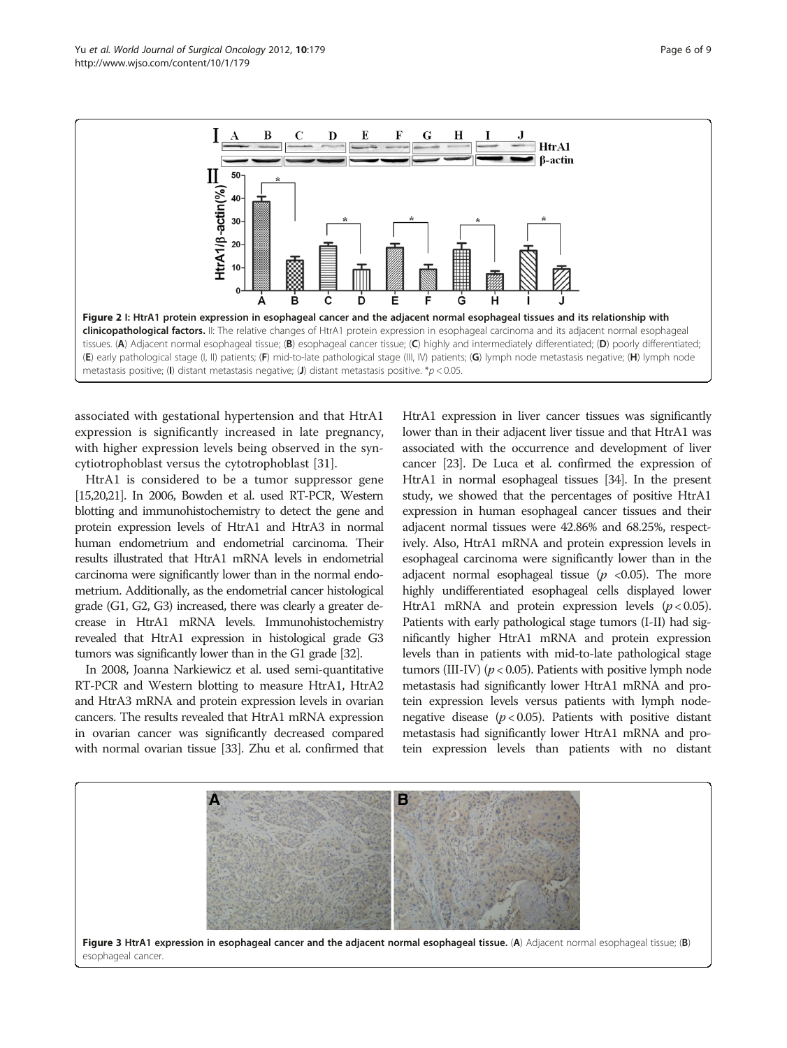**Figure 2 I: HtrA1 protein expression in esophageal cancer and the adjacent normal esophageal tissues and its relationship with clinicopathological factors.** II: The relative changes of HtrA1 protein expression in esophageal carcinoma and its adjacent normal esophageal tissues. (**A**) Adjacent normal esophageal tissue; (**B**) esophageal cancer tissue; (**C**) highly and intermediately differentiated; (**D**) poorly differentiated; (**E**) early pathological stage (I, II) patients; (**F**) mid-to-late pathological stage (III, IV) patients; (**G**) lymph node metastasis negative; (**H**) lymph node metastasis positive; (**I**) distant metastasis negative; (**J**) distant metastasis positive. *$p < 0.05$.

associated with gestational hypertension and that HtrA1 expression is significantly increased in late pregnancy, with higher expression levels being observed in the syncytiotrophoblast versus the cytotrophoblast [31].

HtrA1 is considered to be a tumor suppressor gene [15,20,21]. In 2006, Bowden et al. used RT-PCR, Western blotting and immunohistochemistry to detect the gene and protein expression levels of HtrA1 and HtrA3 in normal human endometrium and endometrial carcinoma. Their results illustrated that HtrA1 mRNA levels in endometrial carcinoma were significantly lower than in the normal endometrium. Additionally, as the endometrial cancer histological grade (G1, G2, G3) increased, there was clearly a greater decrease in HtrA1 mRNA levels. Immunohistochemistry revealed that HtrA1 expression in histological grade G3 tumors was significantly lower than in the G1 grade [32].

In 2008, Joanna Narkiewicz et al. used semi-quantitative RT-PCR and Western blotting to measure HtrA1, HtrA2 and HtrA3 mRNA and protein expression levels in ovarian cancers. The results revealed that HtrA1 mRNA expression in ovarian cancer was significantly decreased compared with normal ovarian tissue [33]. Zhu et al. confirmed that HtrA1 expression in liver cancer tissues was significantly lower than in their adjacent liver tissue and that HtrA1 was associated with the occurrence and development of liver cancer [23]. De Luca et al. confirmed the expression of HtrA1 in normal esophageal tissues [34]. In the present study, we showed that the percentages of positive HtrA1 expression in human esophageal cancer tissues and their adjacent normal tissues were 42.86% and 68.25%, respectively. Also, HtrA1 mRNA and protein expression levels in esophageal carcinoma were significantly lower than in the adjacent normal esophageal tissue ($p$ <0.05). The more highly undifferentiated esophageal cells displayed lower HtrA1 mRNA and protein expression levels ($p < 0.05$). Patients with early pathological stage tumors (I-II) had significantly higher HtrA1 mRNA and protein expression levels than in patients with mid-to-late pathological stage tumors (III-IV) ($p < 0.05$). Patients with positive lymph node metastasis had significantly lower HtrA1 mRNA and protein expression levels versus patients with lymph node-negative disease ($p < 0.05$). Patients with positive distant metastasis had significantly lower HtrA1 mRNA and protein expression levels than patients with no distant

**Figure 3 HtrA1 expression in esophageal cancer and the adjacent normal esophageal tissue.** (**A**) Adjacent normal esophageal tissue; (**B**) esophageal cancer.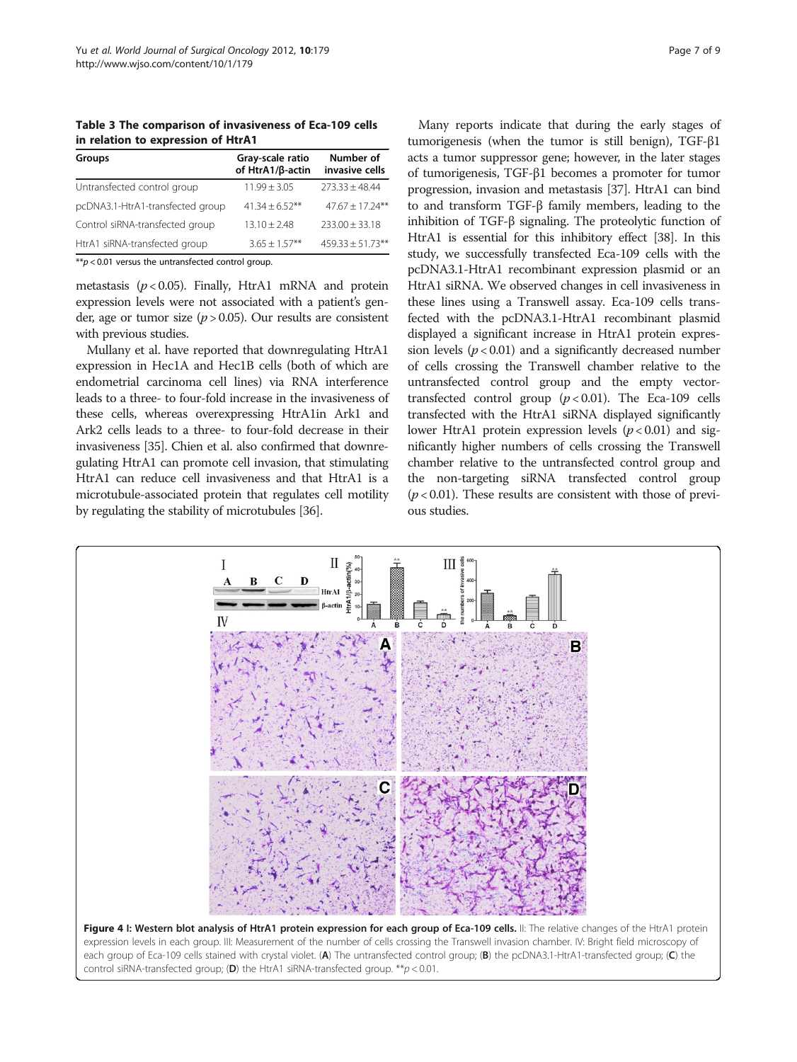**Table 3 The comparison of invasiveness of Eca-109 cells in relation to expression of HtrA1**

| Groups | Gray-scale ratio of HtrA1/β-actin | Number of invasive cells |
|---|---|---|
| Untransfected control group | 11.99 ± 3.05 | 273.33 ± 48.44 |
| pcDNA3.1-HtrA1-transfected group | 41.34 ± 6.52** | 47.67 ± 17.24** |
| Control siRNA-transfected group | 13.10 ± 2.48 | 233.00 ± 33.18 |
| HtrA1 siRNA-transfected group | 3.65 ± 1.57** | 459.33 ± 51.73** |

**$p < 0.01$ versus the untransfected control group.

metastasis ($p < 0.05$). Finally, HtrA1 mRNA and protein expression levels were not associated with a patient's gender, age or tumor size ($p > 0.05$). Our results are consistent with previous studies.

Mullany et al. have reported that downregulating HtrA1 expression in Hec1A and Hec1B cells (both of which are endometrial carcinoma cell lines) via RNA interference leads to a three- to four-fold increase in the invasiveness of these cells, whereas overexpressing HtrA1in Ark1 and Ark2 cells leads to a three- to four-fold decrease in their invasiveness [35]. Chien et al. also confirmed that downregulating HtrA1 can promote cell invasion, that stimulating HtrA1 can reduce cell invasiveness and that HtrA1 is a microtubule-associated protein that regulates cell motility by regulating the stability of microtubules [36].

Many reports indicate that during the early stages of tumorigenesis (when the tumor is still benign), TGF-β1 acts a tumor suppressor gene; however, in the later stages of tumorigenesis, TGF-β1 becomes a promoter for tumor progression, invasion and metastasis [37]. HtrA1 can bind to and transform TGF-β family members, leading to the inhibition of TGF-β signaling. The proteolytic function of HtrA1 is essential for this inhibitory effect [38]. In this study, we successfully transfected Eca-109 cells with the pcDNA3.1-HtrA1 recombinant expression plasmid or an HtrA1 siRNA. We observed changes in cell invasiveness in these lines using a Transwell assay. Eca-109 cells transfected with the pcDNA3.1-HtrA1 recombinant plasmid displayed a significant increase in HtrA1 protein expression levels ($p < 0.01$) and a significantly decreased number of cells crossing the Transwell chamber relative to the untransfected control group and the empty vector-transfected control group ($p < 0.01$). The Eca-109 cells transfected with the HtrA1 siRNA displayed significantly lower HtrA1 protein expression levels ($p < 0.01$) and significantly higher numbers of cells crossing the Transwell chamber relative to the untransfected control group and the non-targeting siRNA transfected control group ($p < 0.01$). These results are consistent with those of previous studies.

**Figure 4 I: Western blot analysis of HtrA1 protein expression for each group of Eca-109 cells.** II: The relative changes of the HtrA1 protein expression levels in each group. III: Measurement of the number of cells crossing the Transwell invasion chamber. IV: Bright field microscopy of each group of Eca-109 cells stained with crystal violet. (**A**) The untransfected control group; (**B**) the pcDNA3.1-HtrA1-transfected group; (**C**) the control siRNA-transfected group; (**D**) the HtrA1 siRNA-transfected group. **$p < 0.01$.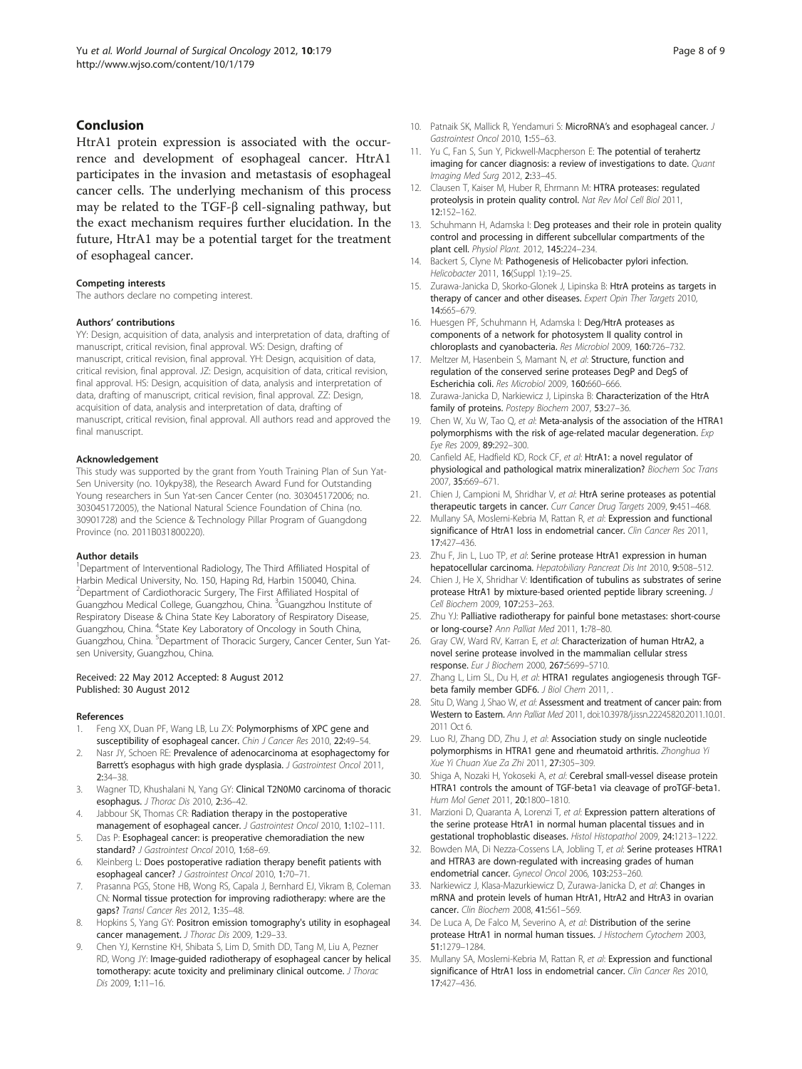## Conclusion

HtrA1 protein expression is associated with the occurrence and development of esophageal cancer. HtrA1 participates in the invasion and metastasis of esophageal cancer cells. The underlying mechanism of this process may be related to the TGF-β cell-signaling pathway, but the exact mechanism requires further elucidation. In the future, HtrA1 may be a potential target for the treatment of esophageal cancer.

#### Competing interests

The authors declare no competing interest.

#### Authors' contributions

YY: Design, acquisition of data, analysis and interpretation of data, drafting of manuscript, critical revision, final approval. WS: Design, drafting of manuscript, critical revision, final approval. YH: Design, acquisition of data, critical revision, final approval. JZ: Design, acquisition of data, critical revision, final approval. HS: Design, acquisition of data, analysis and interpretation of data, drafting of manuscript, critical revision, final approval. ZZ: Design, acquisition of data, analysis and interpretation of data, drafting of manuscript, critical revision, final approval. All authors read and approved the final manuscript.

#### Acknowledgement

This study was supported by the grant from Youth Training Plan of Sun Yat-Sen University (no. 10ykpy38), the Research Award Fund for Outstanding Young researchers in Sun Yat-sen Cancer Center (no. 303045172006; no. 303045172005), the National Natural Science Foundation of China (no. 30901728) and the Science & Technology Pillar Program of Guangdong Province (no. 2011B031800220).

#### Author details

[1]Department of Interventional Radiology, The Third Affiliated Hospital of Harbin Medical University, No. 150, Haping Rd, Harbin 150040, China. [2]Department of Cardiothoracic Surgery, The First Affiliated Hospital of Guangzhou Medical College, Guangzhou, China. [3]Guangzhou Institute of Respiratory Disease & China State Key Laboratory of Respiratory Disease, Guangzhou, China. [4]State Key Laboratory of Oncology in South China, Guangzhou, China. [5]Department of Thoracic Surgery, Cancer Center, Sun Yat-sen University, Guangzhou, China.

Received: 22 May 2012 Accepted: 8 August 2012
Published: 30 August 2012

#### References

1. Feng XX, Duan PF, Wang LB, Lu ZX: **Polymorphisms of XPC gene and susceptibility of esophageal cancer.** *Chin J Cancer Res* 2010, **22**:49–54.
2. Nasr JY, Schoen RE: **Prevalence of adenocarcinoma at esophagectomy for Barrett's esophagus with high grade dysplasia.** *J Gastrointest Oncol* 2011, **2**:34–38.
3. Wagner TD, Khushalani N, Yang GY: **Clinical T2N0M0 carcinoma of thoracic esophagus.** *J Thorac Dis* 2010, **2**:36–42.
4. Jabbour SK, Thomas CR: **Radiation therapy in the postoperative management of esophageal cancer.** *J Gastrointest Oncol* 2010, **1**:102–111.
5. Das P: **Esophageal cancer: is preoperative chemoradiation the new standard?** *J Gastrointest Oncol* 2010, **1**:68–69.
6. Kleinberg L: **Does postoperative radiation therapy benefit patients with esophageal cancer?** *J Gastrointest Oncol* 2010, **1**:70–71.
7. Prasanna PGS, Stone HB, Wong RS, Capala J, Bernhard EJ, Vikram B, Coleman CN: **Normal tissue protection for improving radiotherapy: where are the gaps?** *Transl Cancer Res* 2012, **1**:35–48.
8. Hopkins S, Yang GY: **Positron emission tomography's utility in esophageal cancer management.** *J Thorac Dis* 2009, **1**:29–33.
9. Chen YJ, Kernstine KH, Shibata S, Lim D, Smith DD, Tang M, Liu A, Pezner RD, Wong JY: **Image-guided radiotherapy of esophageal cancer by helical tomotherapy: acute toxicity and preliminary clinical outcome.** *J Thorac Dis* 2009, **1**:11–16.
10. Patnaik SK, Mallick R, Yendamuri S: **MicroRNA's and esophageal cancer.** *J Gastrointest Oncol* 2010, **1**:55–63.
11. Yu C, Fan S, Sun Y, Pickwell-Macpherson E: **The potential of terahertz imaging for cancer diagnosis: a review of investigations to date.** *Quant Imaging Med Surg* 2012, **2**:33–45.
12. Clausen T, Kaiser M, Huber R, Ehrmann M: **HTRA proteases: regulated proteolysis in protein quality control.** *Nat Rev Mol Cell Biol* 2011, **12**:152–162.
13. Schuhmann H, Adamska I: **Deg proteases and their role in protein quality control and processing in different subcellular compartments of the plant cell.** *Physiol Plant.* 2012, **145**:224–234.
14. Backert S, Clyne M: **Pathogenesis of Helicobacter pylori infection.** *Helicobacter* 2011, **16**(Suppl 1):19–25.
15. Zurawa-Janicka D, Skorko-Glonek J, Lipinska B: **HtrA proteins as targets in therapy of cancer and other diseases.** *Expert Opin Ther Targets* 2010, **14**:665–679.
16. Huesgen PF, Schuhmann H, Adamska I: **Deg/HtrA proteases as components of a network for photosystem II quality control in chloroplasts and cyanobacteria.** *Res Microbiol* 2009, **160**:726–732.
17. Meltzer M, Hasenbein S, Mamant N, *et al*: **Structure, function and regulation of the conserved serine proteases DegP and DegS of Escherichia coli.** *Res Microbiol* 2009, **160**:660–666.
18. Zurawa-Janicka D, Narkiewicz J, Lipinska B: **Characterization of the HtrA family of proteins.** *Postepy Biochem* 2007, **53**:27–36.
19. Chen W, Xu W, Tao Q, *et al*: **Meta-analysis of the association of the HTRA1 polymorphisms with the risk of age-related macular degeneration.** *Exp Eye Res* 2009, **89**:292–300.
20. Canfield AE, Hadfield KD, Rock CF, *et al*: **HtrA1: a novel regulator of physiological and pathological matrix mineralization?** *Biochem Soc Trans* 2007, **35**:669–671.
21. Chien J, Campioni M, Shridhar V, *et al*: **HtrA serine proteases as potential therapeutic targets in cancer.** *Curr Cancer Drug Targets* 2009, **9**:451–468.
22. Mullany SA, Moslemi-Kebria M, Rattan R, *et al*: **Expression and functional significance of HtrA1 loss in endometrial cancer.** *Clin Cancer Res* 2011, **17**:427–436.
23. Zhu F, Jin L, Luo TP, *et al*: **Serine protease HtrA1 expression in human hepatocellular carcinoma.** *Hepatobiliary Pancreat Dis Int* 2010, **9**:508–512.
24. Chien J, He X, Shridhar V: **Identification of tubulins as substrates of serine protease HtrA1 by mixture-based oriented peptide library screening.** *J Cell Biochem* 2009, **107**:253–263.
25. Zhu YJ: **Palliative radiotherapy for painful bone metastases: short-course or long-course?** *Ann Palliat Med* 2011, **1**:78–80.
26. Gray CW, Ward RV, Karran E, *et al*: **Characterization of human HtrA2, a novel serine protease involved in the mammalian cellular stress response.** *Eur J Biochem* 2000, **267**:5699–5710.
27. Zhang L, Lim SL, Du H, *et al*: **HTRA1 regulates angiogenesis through TGF-beta family member GDF6.** *J Biol Chem* 2011, .
28. Situ D, Wang J, Shao W, *et al*: **Assessment and treatment of cancer pain: from Western to Eastern.** *Ann Palliat Med* 2011, doi:10.3978/j.issn.22245820.2011.10.01. 2011 Oct 6.
29. Luo RJ, Zhang DD, Zhu J, *et al*: **Association study on single nucleotide polymorphisms in HTRA1 gene and rheumatoid arthritis.** *Zhonghua Yi Xue Yi Chuan Xue Za Zhi* 2011, **27**:305–309.
30. Shiga A, Nozaki H, Yokoseki A, *et al*: **Cerebral small-vessel disease protein HTRA1 controls the amount of TGF-beta1 via cleavage of proTGF-beta1.** *Hum Mol Genet* 2011, **20**:1800–1810.
31. Marzioni D, Quaranta A, Lorenzi T, *et al*: **Expression pattern alterations of the serine protease HtrA1 in normal human placental tissues and in gestational trophoblastic diseases.** *Histol Histopathol* 2009, **24**:1213–1222.
32. Bowden MA, Di Nezza-Cossens LA, Jobling T, *et al*: **Serine proteases HTRA1 and HTRA3 are down-regulated with increasing grades of human endometrial cancer.** *Gynecol Oncol* 2006, **103**:253–260.
33. Narkiewicz J, Klasa-Mazurkiewicz D, Zurawa-Janicka D, *et al*: **Changes in mRNA and protein levels of human HtrA1, HtrA2 and HtrA3 in ovarian cancer.** *Clin Biochem* 2008, **41**:561–569.
34. De Luca A, De Falco M, Severino A, *et al*: **Distribution of the serine protease HtrA1 in normal human tissues.** *J Histochem Cytochem* 2003, **51**:1279–1284.
35. Mullany SA, Moslemi-Kebria M, Rattan R, *et al*: **Expression and functional significance of HtrA1 loss in endometrial cancer.** *Clin Cancer Res* 2010, **17**:427–436.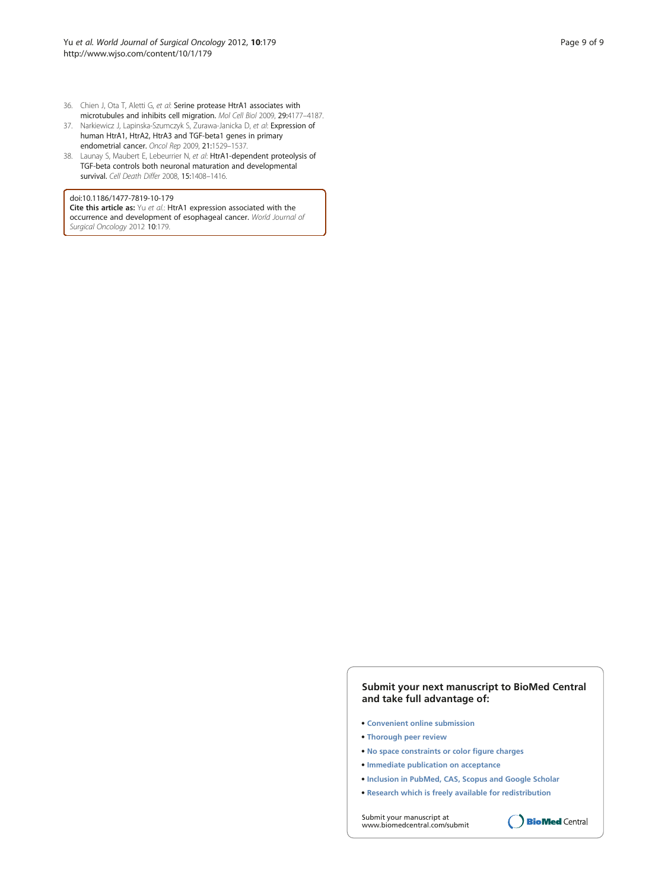36. Chien J, Ota T, Aletti G, *et al*: **Serine protease HtrA1 associates with microtubules and inhibits cell migration.** *Mol Cell Biol* 2009, **29:**4177–4187.
37. Narkiewicz J, Lapinska-Szumczyk S, Zurawa-Janicka D, *et al*: **Expression of human HtrA1, HtrA2, HtrA3 and TGF-beta1 genes in primary endometrial cancer.** *Oncol Rep* 2009, **21:**1529–1537.
38. Launay S, Maubert E, Lebeurrier N, *et al*: **HtrA1-dependent proteolysis of TGF-beta controls both neuronal maturation and developmental survival.** *Cell Death Differ* 2008, **15:**1408–1416.

doi:10.1186/1477-7819-10-179
**Cite this article as:** Yu *et al.*: HtrA1 expression associated with the occurrence and development of esophageal cancer. *World Journal of Surgical Oncology* 2012 **10**:179.

**Submit your next manuscript to BioMed Central and take full advantage of:**

- **Convenient online submission**
- **Thorough peer review**
- **No space constraints or color figure charges**
- **Immediate publication on acceptance**
- **Inclusion in PubMed, CAS, Scopus and Google Scholar**
- **Research which is freely available for redistribution**

Submit your manuscript at
www.biomedcentral.com/submit

BioMed Central